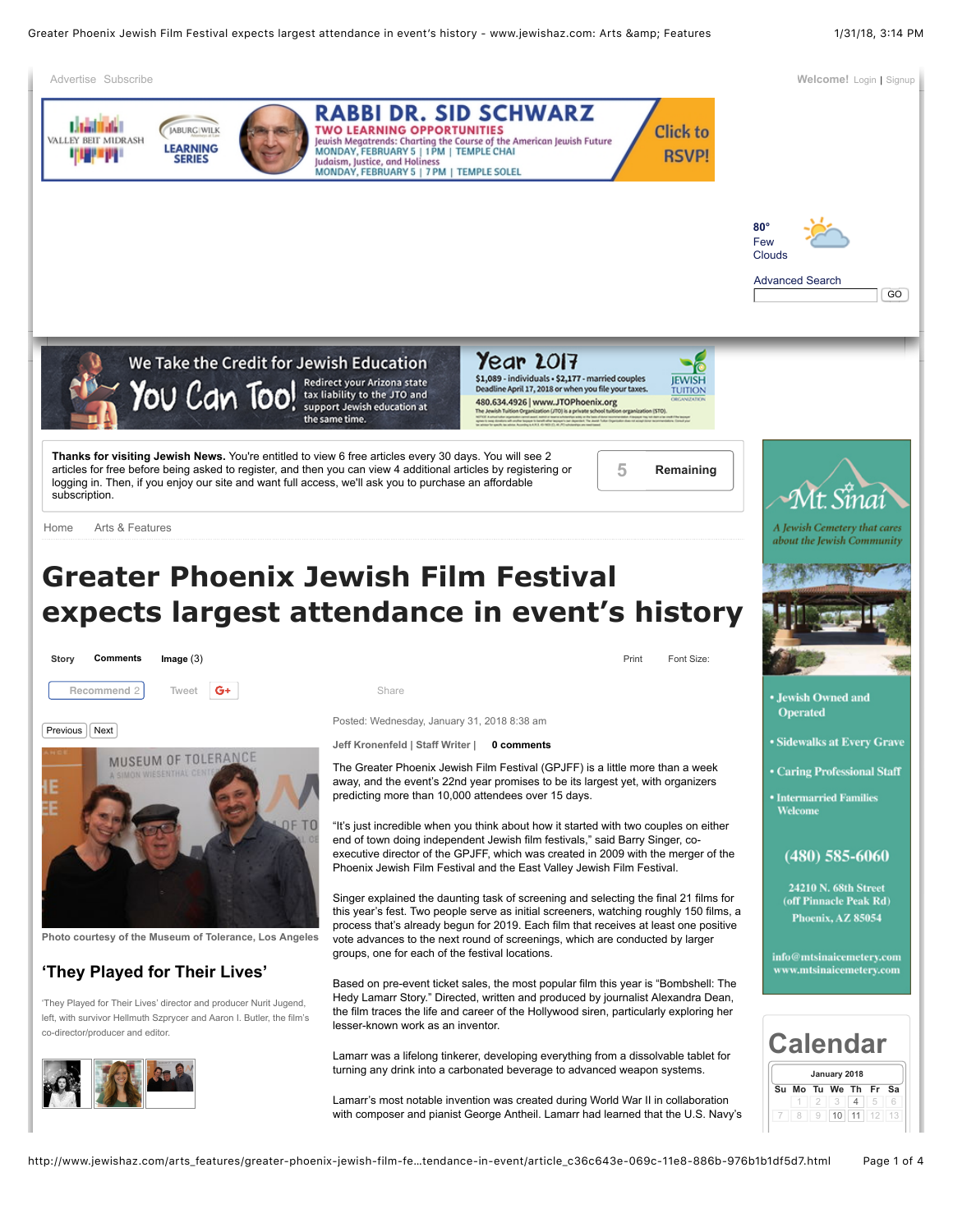Home  Arts & Features

# Greater Phoenix Jewish Film Festival expects largest attendance in event's history

Posted: Wednesday, January 31, 2018 8:38 am

Jeff Kronenfeld | Staff Writer | 0 comments

Photo courtesy of the Museum of Tolerance, Los Angeles

## 'They Played for Their Lives'

'They Played for Their Lives' director and producer Nurit Jugend, left, with survivor Hellmuth Szprycer and Aaron I. Butler, the film's co-director/producer and editor.

The Greater Phoenix Jewish Film Festival (GPJFF) is a little more than a week away, and the event's 22nd year promises to be its largest yet, with organizers predicting more than 10,000 attendees over 15 days.

"It's just incredible when you think about how it started with two couples on either end of town doing independent Jewish film festivals," said Barry Singer, co-executive director of the GPJFF, which was created in 2009 with the merger of the Phoenix Jewish Film Festival and the East Valley Jewish Film Festival.

Singer explained the daunting task of screening and selecting the final 21 films for this year's fest. Two people serve as initial screeners, watching roughly 150 films, a process that's already begun for 2019. Each film that receives at least one positive vote advances to the next round of screenings, which are conducted by larger groups, one for each of the festival locations.

Based on pre-event ticket sales, the most popular film this year is "Bombshell: The Hedy Lamarr Story." Directed, written and produced by journalist Alexandra Dean, the film traces the life and career of the Hollywood siren, particularly exploring her lesser-known work as an inventor.

Lamarr was a lifelong tinkerer, developing everything from a dissolvable tablet for turning any drink into a carbonated beverage to advanced weapon systems.

Lamarr's most notable invention was created during World War II in collaboration with composer and pianist George Antheil. Lamarr had learned that the U.S. Navy's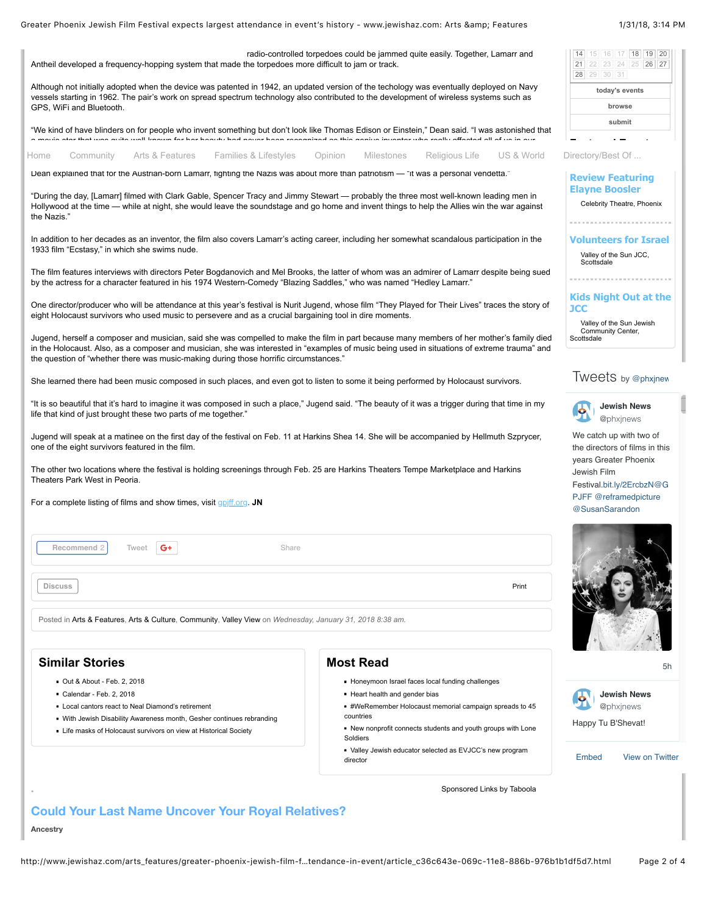radio-controlled torpedoes could be jammed quite easily. Together, Lamarr and Antheil developed a frequency-hopping system that made the torpedoes more difficult to jam or track.

Although not initially adopted when the device was patented in 1942, an updated version of the techology was eventually deployed on Navy vessels starting in 1962. The pair's work on spread spectrum technology also contributed to the development of wireless systems such as GPS, WiFi and Bluetooth.

"We kind of have blinders on for people who invent something but don't look like Thomas Edison or Einstein," Dean said. "I was astonished that a movie star that was quite well known for her beauty had never been recognized as this genius inventor who really affected all of us in our

Home Community Arts & Features Families & Lifestyles Opinion Milestones Religious Life US & World Directory/Best Of ...

Dean explained that for the Austrian-born Lamarr, fighting the Nazis was about more than patriotism — "it was a personal vendetta."

"During the day, [Lamarr] filmed with Clark Gable, Spencer Tracy and Jimmy Stewart — probably the three most well-known leading men in Hollywood at the time — while at night, she would leave the soundstage and go home and invent things to help the Allies win the war against the Nazis."

In addition to her decades as an inventor, the film also covers Lamarr's acting career, including her somewhat scandalous participation in the 1933 film "Ecstasy," in which she swims nude.

The film features interviews with directors Peter Bogdanovich and Mel Brooks, the latter of whom was an admirer of Lamarr despite being sued by the actress for a character featured in his 1974 Western-Comedy "Blazing Saddles," who was named "Hedley Lamarr."

One director/producer who will be attendance at this year's festival is Nurit Jugend, whose film "They Played for Their Lives" traces the story of eight Holocaust survivors who used music to persevere and as a crucial bargaining tool in dire moments.

Jugend, herself a composer and musician, said she was compelled to make the film in part because many members of her mother's family died in the Holocaust. Also, as a composer and musician, she was interested in "examples of music being used in situations of extreme trauma" and the question of "whether there was music-making during those horrific circumstances."

She learned there had been music composed in such places, and even got to listen to some it being performed by Holocaust survivors.

"It is so beautiful that it's hard to imagine it was composed in such a place," Jugend said. "The beauty of it was a trigger during that time in my life that kind of just brought these two parts of me together."

Jugend will speak at a matinee on the first day of the festival on Feb. 11 at Harkins Shea 14. She will be accompanied by Hellmuth Szprycer, one of the eight survivors featured in the film.

The other two locations where the festival is holding screenings through Feb. 25 are Harkins Theaters Tempe Marketplace and Harkins Theaters Park West in Peoria.

For a complete listing of films and show times, visit gpjff.org. **JN**

Recommend 2 Tweet G+ Share

Discuss Print

Posted in Arts & Features, Arts & Culture, Community, Valley View on *Wednesday, January 31, 2018 8:38 am.*

## Similar Stories

- Out & About - Feb. 2, 2018
- Calendar - Feb. 2, 2018
- Local cantors react to Neal Diamond's retirement
- With Jewish Disability Awareness month, Gesher continues rebranding
- Life masks of Holocaust survivors on view at Historical Society

## Most Read

- Honeymoon Israel faces local funding challenges
- Heart health and gender bias
- #WeRemember Holocaust memorial campaign spreads to 45 countries
- New nonprofit connects students and youth groups with Lone Soldiers
- Valley Jewish educator selected as EVJCC's new program director

Sponsored Links by Taboola

## Could Your Last Name Uncover Your Royal Relatives?

Ancestry

---

| | | | | | | |
|---|---|---|---|---|---|---|
| 14 | 15 | 16 | 17 | 18 | 19 | 20 |
| 21 | 22 | 23 | 24 | 25 | 26 | 27 |
| 28 | 29 | 30 | 31 | | | |

today's events

browse

submit

### Review Featuring Elayne Boosler

Celebrity Theatre, Phoenix

### Volunteers for Israel

Valley of the Sun JCC, Scottsdale

### Kids Night Out at the JCC

Valley of the Sun Jewish Community Center, Scottsdale

## Tweets by @phxjnew

**Jewish News** @phxjnews

We catch up with two of the directors of films in this years Greater Phoenix Jewish Film Festival.bit.ly/2ErcbzN@GPJFF @reframedpicture @SusanSarandon

5h

**Jewish News** @phxjnews

Happy Tu B'Shevat!

Embed View on Twitter